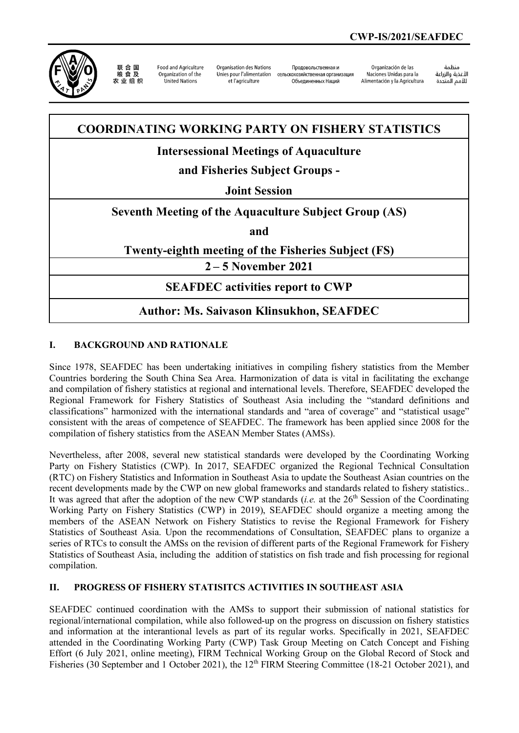**CWP-IS/2021/SEAFDEC**

联合国粮食及农业组织 | Food and Agriculture Organization of the United Nations | Organisation des Nations Unies pour l'alimentation et l'agriculture | Продовольственная и сельскохозяйственная организация Объединенных Наций | Organización de las Naciones Unidas para la Alimentación y la Agricultura | منظمة الأغذية والزراعة للأمم المتحدة

# COORDINATING WORKING PARTY ON FISHERY STATISTICS

## Intersessional Meetings of Aquaculture and Fisheries Subject Groups - Joint Session

## Seventh Meeting of the Aquaculture Subject Group (AS) and Twenty-eighth meeting of the Fisheries Subject (FS)

## 2 – 5 November 2021

## SEAFDEC activities report to CWP

## Author: Ms. Saivason Klinsukhon, SEAFDEC

### I. BACKGROUND AND RATIONALE

Since 1978, SEAFDEC has been undertaking initiatives in compiling fishery statistics from the Member Countries bordering the South China Sea Area. Harmonization of data is vital in facilitating the exchange and compilation of fishery statistics at regional and international levels. Therefore, SEAFDEC developed the Regional Framework for Fishery Statistics of Southeast Asia including the "standard definitions and classifications" harmonized with the international standards and "area of coverage" and "statistical usage" consistent with the areas of competence of SEAFDEC. The framework has been applied since 2008 for the compilation of fishery statistics from the ASEAN Member States (AMSs).

Nevertheless, after 2008, several new statistical standards were developed by the Coordinating Working Party on Fishery Statistics (CWP). In 2017, SEAFDEC organized the Regional Technical Consultation (RTC) on Fishery Statistics and Information in Southeast Asia to update the Southeast Asian countries on the recent developments made by the CWP on new global frameworks and standards related to fishery statistics.. It was agreed that after the adoption of the new CWP standards (*i.e.* at the 26th Session of the Coordinating Working Party on Fishery Statistics (CWP) in 2019), SEAFDEC should organize a meeting among the members of the ASEAN Network on Fishery Statistics to revise the Regional Framework for Fishery Statistics of Southeast Asia. Upon the recommendations of Consultation, SEAFDEC plans to organize a series of RTCs to consult the AMSs on the revision of different parts of the Regional Framework for Fishery Statistics of Southeast Asia, including the addition of statistics on fish trade and fish processing for regional compilation.

### II. PROGRESS OF FISHERY STATISITCS ACTIVITIES IN SOUTHEAST ASIA

SEAFDEC continued coordination with the AMSs to support their submission of national statistics for regional/international compilation, while also followed-up on the progress on discussion on fishery statistics and information at the interantional levels as part of its regular works. Specifically in 2021, SEAFDEC attended in the Coordinating Working Party (CWP) Task Group Meeting on Catch Concept and Fishing Effort (6 July 2021, online meeting), FIRM Technical Working Group on the Global Record of Stock and Fisheries (30 September and 1 October 2021), the 12th FIRM Steering Committee (18-21 October 2021), and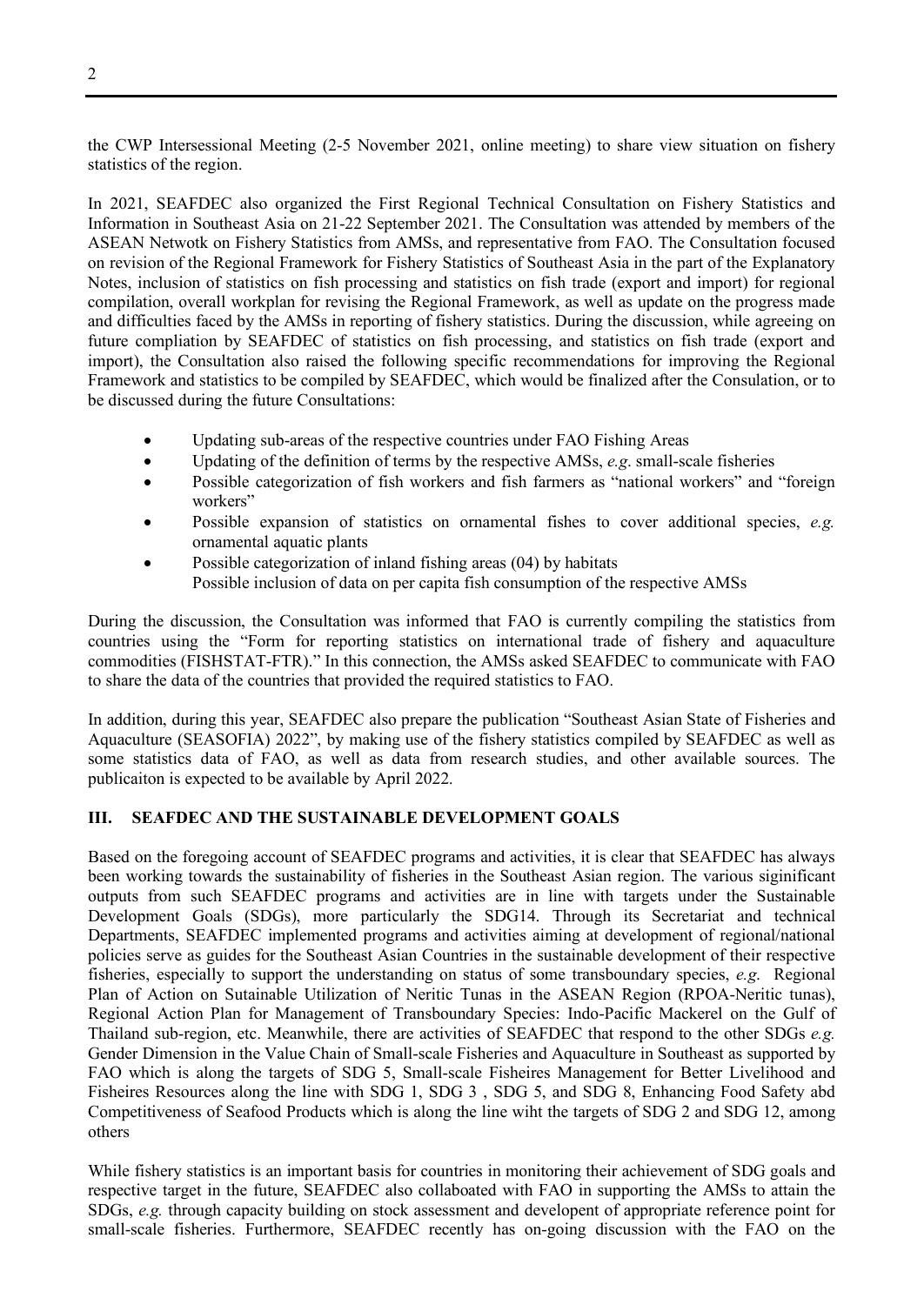the CWP Intersessional Meeting (2-5 November 2021, online meeting) to share view situation on fishery statistics of the region.

In 2021, SEAFDEC also organized the First Regional Technical Consultation on Fishery Statistics and Information in Southeast Asia on 21-22 September 2021. The Consultation was attended by members of the ASEAN Netwotk on Fishery Statistics from AMSs, and representative from FAO. The Consultation focused on revision of the Regional Framework for Fishery Statistics of Southeast Asia in the part of the Explanatory Notes, inclusion of statistics on fish processing and statistics on fish trade (export and import) for regional compilation, overall workplan for revising the Regional Framework, as well as update on the progress made and difficulties faced by the AMSs in reporting of fishery statistics. During the discussion, while agreeing on future compliation by SEAFDEC of statistics on fish processing, and statistics on fish trade (export and import), the Consultation also raised the following specific recommendations for improving the Regional Framework and statistics to be compiled by SEAFDEC, which would be finalized after the Consulation, or to be discussed during the future Consultations:

- Updating sub-areas of the respective countries under FAO Fishing Areas
- Updating of the definition of terms by the respective AMSs, *e.g.* small-scale fisheries
- Possible categorization of fish workers and fish farmers as "national workers" and "foreign workers"
- Possible expansion of statistics on ornamental fishes to cover additional species, *e.g.* ornamental aquatic plants
- Possible categorization of inland fishing areas (04) by habitats
  Possible inclusion of data on per capita fish consumption of the respective AMSs

During the discussion, the Consultation was informed that FAO is currently compiling the statistics from countries using the "Form for reporting statistics on international trade of fishery and aquaculture commodities (FISHSTAT-FTR)." In this connection, the AMSs asked SEAFDEC to communicate with FAO to share the data of the countries that provided the required statistics to FAO.

In addition, during this year, SEAFDEC also prepare the publication "Southeast Asian State of Fisheries and Aquaculture (SEASOFIA) 2022", by making use of the fishery statistics compiled by SEAFDEC as well as some statistics data of FAO, as well as data from research studies, and other available sources. The publicaiton is expected to be available by April 2022.

## III. SEAFDEC AND THE SUSTAINABLE DEVELOPMENT GOALS

Based on the foregoing account of SEAFDEC programs and activities, it is clear that SEAFDEC has always been working towards the sustainability of fisheries in the Southeast Asian region. The various siginificant outputs from such SEAFDEC programs and activities are in line with targets under the Sustainable Development Goals (SDGs), more particularly the SDG14. Through its Secretariat and technical Departments, SEAFDEC implemented programs and activities aiming at development of regional/national policies serve as guides for the Southeast Asian Countries in the sustainable development of their respective fisheries, especially to support the understanding on status of some transboundary species, *e.g.* Regional Plan of Action on Sutainable Utilization of Neritic Tunas in the ASEAN Region (RPOA-Neritic tunas), Regional Action Plan for Management of Transboundary Species: Indo-Pacific Mackerel on the Gulf of Thailand sub-region, etc. Meanwhile, there are activities of SEAFDEC that respond to the other SDGs *e.g.* Gender Dimension in the Value Chain of Small-scale Fisheries and Aquaculture in Southeast as supported by FAO which is along the targets of SDG 5, Small-scale Fisheires Management for Better Livelihood and Fisheires Resources along the line with SDG 1, SDG 3 , SDG 5, and SDG 8, Enhancing Food Safety abd Competitiveness of Seafood Products which is along the line wiht the targets of SDG 2 and SDG 12, among others

While fishery statistics is an important basis for countries in monitoring their achievement of SDG goals and respective target in the future, SEAFDEC also collaboated with FAO in supporting the AMSs to attain the SDGs, *e.g.* through capacity building on stock assessment and developent of appropriate reference point for small-scale fisheries. Furthermore, SEAFDEC recently has on-going discussion with the FAO on the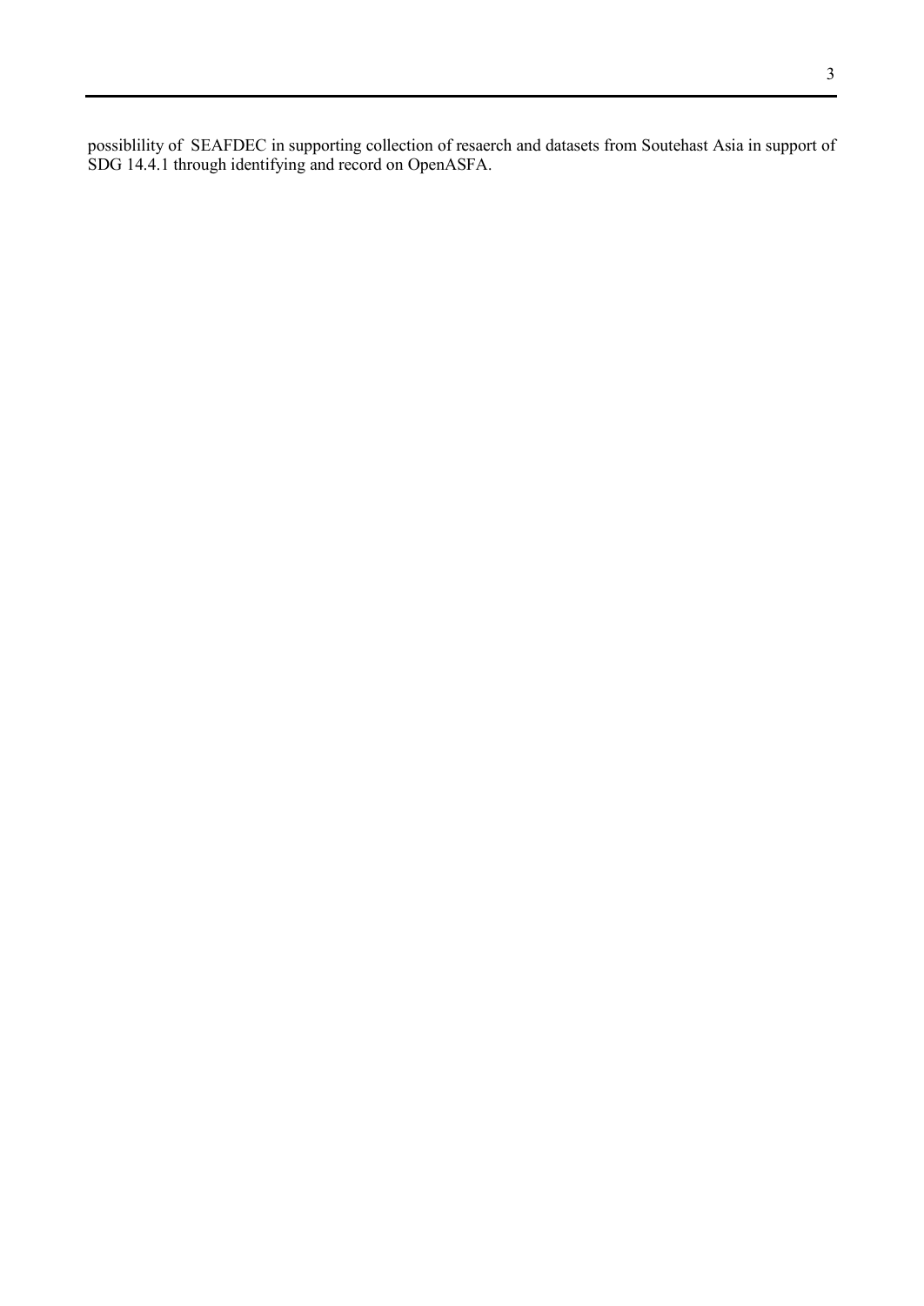possiblility of SEAFDEC in supporting collection of resaerch and datasets from Soutehast Asia in support of SDG 14.4.1 through identifying and record on OpenASFA.